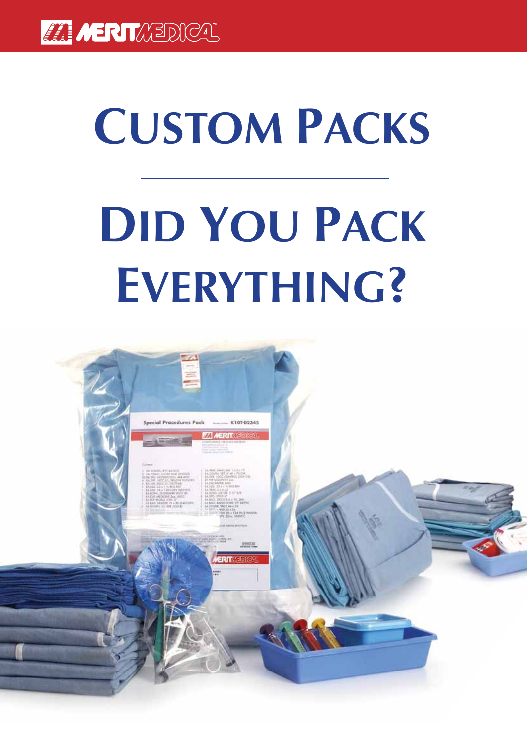# Custom Packs

# Did You Pack Everything?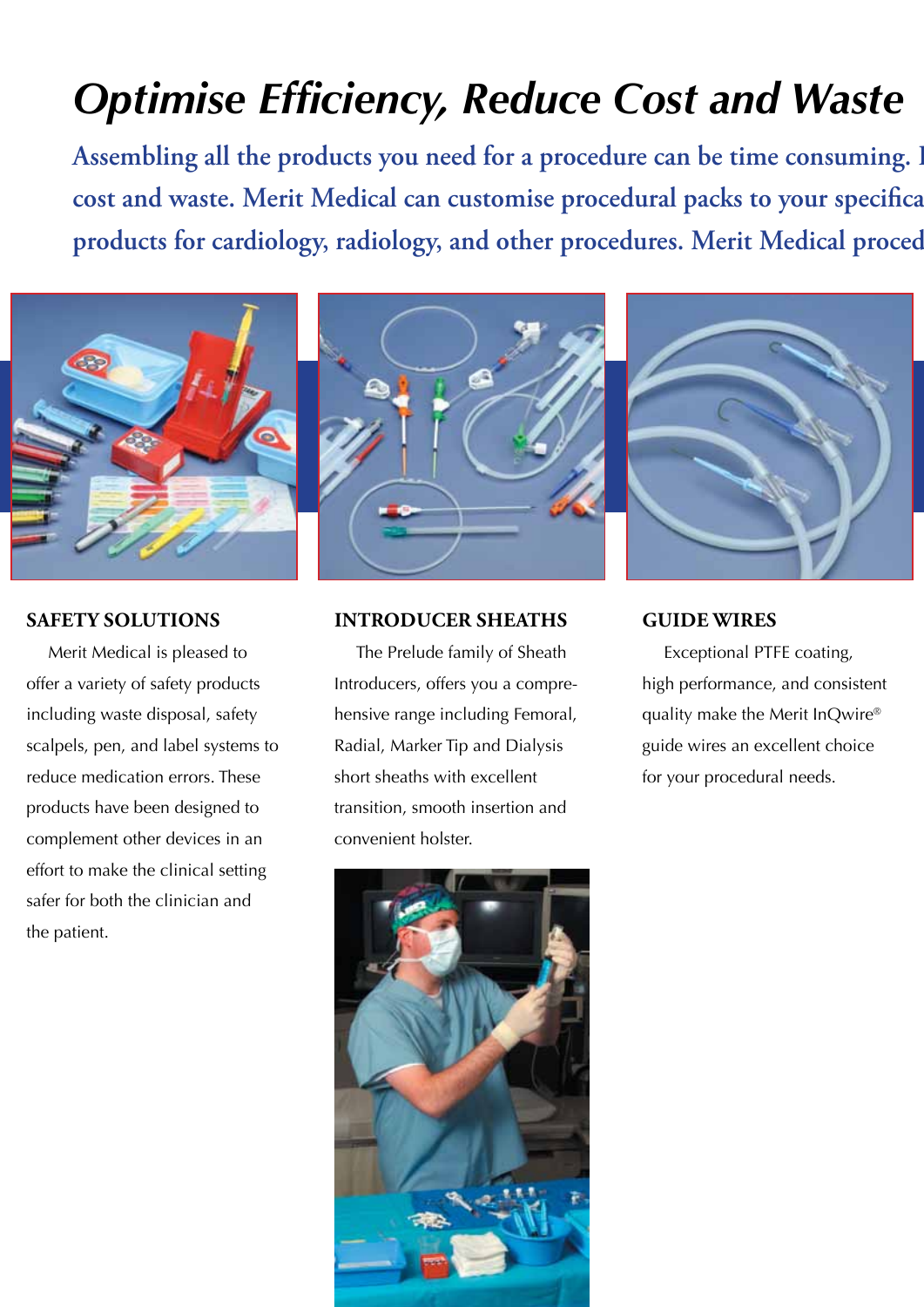# *Optimise Efficiency, Reduce Cost and Waste*

Assembling all the products you need for a procedure can be time consuming. I cost and waste. Merit Medical can customise procedural packs to your specifica products for cardiology, radiology, and other procedures. Merit Medical proced

## SAFETY SOLUTIONS

Merit Medical is pleased to offer a variety of safety products including waste disposal, safety scalpels, pen, and label systems to reduce medication errors. These products have been designed to complement other devices in an effort to make the clinical setting safer for both the clinician and the patient.

## INTRODUCER SHEATHS

The Prelude family of Sheath Introducers, offers you a comprehensive range including Femoral, Radial, Marker Tip and Dialysis short sheaths with excellent transition, smooth insertion and convenient holster.

## GUIDE WIRES

Exceptional PTFE coating, high performance, and consistent quality make the Merit InQwire® guide wires an excellent choice for your procedural needs.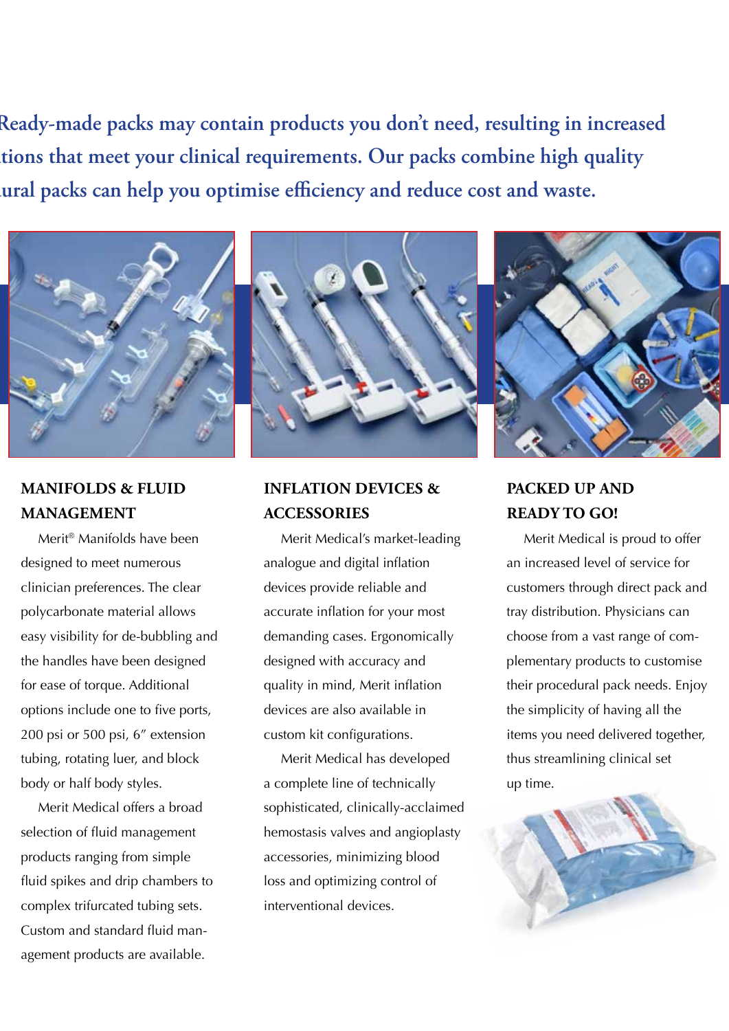Ready-made packs may contain products you don't need, resulting in increased tions that meet your clinical requirements. Our packs combine high quality ural packs can help you optimise efficiency and reduce cost and waste.

### MANIFOLDS & FLUID MANAGEMENT

Merit® Manifolds have been designed to meet numerous clinician preferences. The clear polycarbonate material allows easy visibility for de-bubbling and the handles have been designed for ease of torque. Additional options include one to five ports, 200 psi or 500 psi, 6″ extension tubing, rotating luer, and block body or half body styles.

Merit Medical offers a broad selection of fluid management products ranging from simple fluid spikes and drip chambers to complex trifurcated tubing sets. Custom and standard fluid management products are available.

### INFLATION DEVICES & ACCESSORIES

Merit Medical's market-leading analogue and digital inflation devices provide reliable and accurate inflation for your most demanding cases. Ergonomically designed with accuracy and quality in mind, Merit inflation devices are also available in custom kit configurations.

Merit Medical has developed a complete line of technically sophisticated, clinically-acclaimed hemostasis valves and angioplasty accessories, minimizing blood loss and optimizing control of interventional devices.

### PACKED UP AND READY TO GO!

Merit Medical is proud to offer an increased level of service for customers through direct pack and tray distribution. Physicians can choose from a vast range of complementary products to customise their procedural pack needs. Enjoy the simplicity of having all the items you need delivered together, thus streamlining clinical set up time.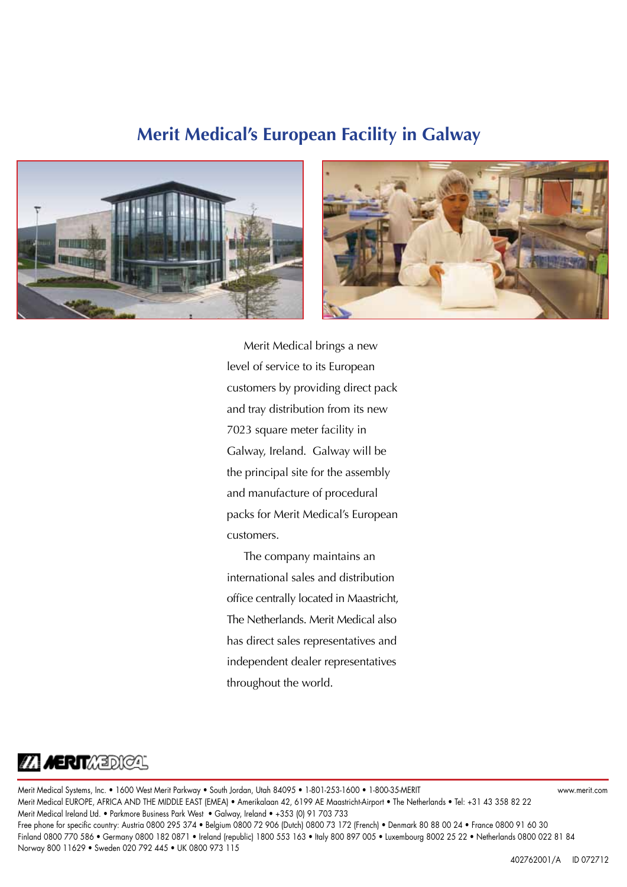## Merit Medical's European Facility in Galway

Merit Medical brings a new level of service to its European customers by providing direct pack and tray distribution from its new 7023 square meter facility in Galway, Ireland. Galway will be the principal site for the assembly and manufacture of procedural packs for Merit Medical's European customers.

The company maintains an international sales and distribution office centrally located in Maastricht, The Netherlands. Merit Medical also has direct sales representatives and independent dealer representatives throughout the world.

MERIT MEDICAL

Merit Medical Systems, Inc. • 1600 West Merit Parkway • South Jordan, Utah 84095 • 1-801-253-1600 • 1-800-35-MERIT

www.merit.com

Merit Medical EUROPE, AFRICA AND THE MIDDLE EAST (EMEA) • Amerikalaan 42, 6199 AE Maastricht-Airport • The Netherlands • Tel: +31 43 358 82 22

Merit Medical Ireland Ltd. • Parkmore Business Park West • Galway, Ireland • +353 (0) 91 703 733

Free phone for specific country: Austria 0800 295 374 • Belgium 0800 72 906 (Dutch) 0800 73 172 (French) • Denmark 80 88 00 24 • France 0800 91 60 30
Finland 0800 770 586 • Germany 0800 182 0871 • Ireland (republic) 1800 553 163 • Italy 800 897 005 • Luxembourg 8002 25 22 • Netherlands 0800 022 81 84
Norway 800 11629 • Sweden 020 792 445 • UK 0800 973 115

402762001/A ID 072712